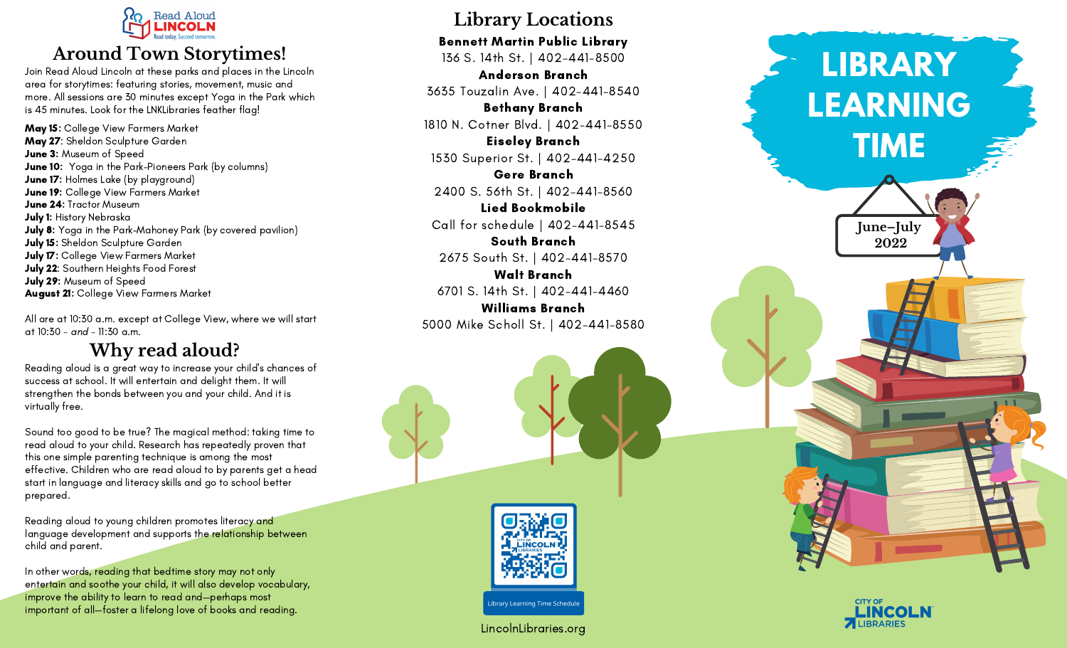Read Aloud LINCOLN
Read today. Succeed tomorrow.

# Around Town Storytimes!

Join Read Aloud Lincoln at these parks and places in the Lincoln area for storytimes: featuring stories, movement, music and more. All sessions are 30 minutes except Yoga in the Park which is 45 minutes. Look for the LNKLibraries feather flag!

**May 15**: College View Farmers Market
**May 27**: Sheldon Sculpture Garden
**June 3**: Museum of Speed
**June 10**: Yoga in the Park-Pioneers Park (by columns)
**June 17**: Holmes Lake (by playground)
**June 19**: College View Farmers Market
**June 24**: Tractor Museum
**July 1**: History Nebraska
**July 8**: Yoga in the Park-Mahoney Park (by covered pavilion)
**July 15**: Sheldon Sculpture Garden
**July 17**: College View Farmers Market
**July 22**: Southern Heights Food Forest
**July 29**: Museum of Speed
**August 21**: College View Farmers Market

All are at 10:30 a.m. except at College View, where we will start at 10:30 - *and* - 11:30 a.m.

# Why read aloud?

Reading aloud is a great way to increase your child's chances of success at school. It will entertain and delight them. It will strengthen the bonds between you and your child. And it is virtually free.

Sound too good to be true? The magical method: taking time to read aloud to your child. Research has repeatedly proven that this one simple parenting technique is among the most effective. Children who are read aloud to by parents get a head start in language and literacy skills and go to school better prepared.

Reading aloud to young children promotes literacy and language development and supports the relationship between child and parent.

In other words, reading that bedtime story may not only entertain and soothe your child, it will also develop vocabulary, improve the ability to learn to read and—perhaps most important of all—foster a lifelong love of books and reading.

# Library Locations

**Bennett Martin Public Library**
136 S. 14th St. | 402-441-8500

**Anderson Branch**
3635 Touzalin Ave. | 402-441-8540

**Bethany Branch**
1810 N. Cotner Blvd. | 402-441-8550

**Eiseley Branch**
1530 Superior St. | 402-441-4250

**Gere Branch**
2400 S. 56th St. | 402-441-8560

**Lied Bookmobile**
Call for schedule | 402-441-8545

**South Branch**
2675 South St. | 402-441-8570

**Walt Branch**
6701 S. 14th St. | 402-441-4460

**Williams Branch**
5000 Mike Scholl St. | 402-441-8580

Library Learning Time Schedule

LincolnLibraries.org

# LIBRARY LEARNING TIME

June–July 2022

City of LINCOLN LIBRARIES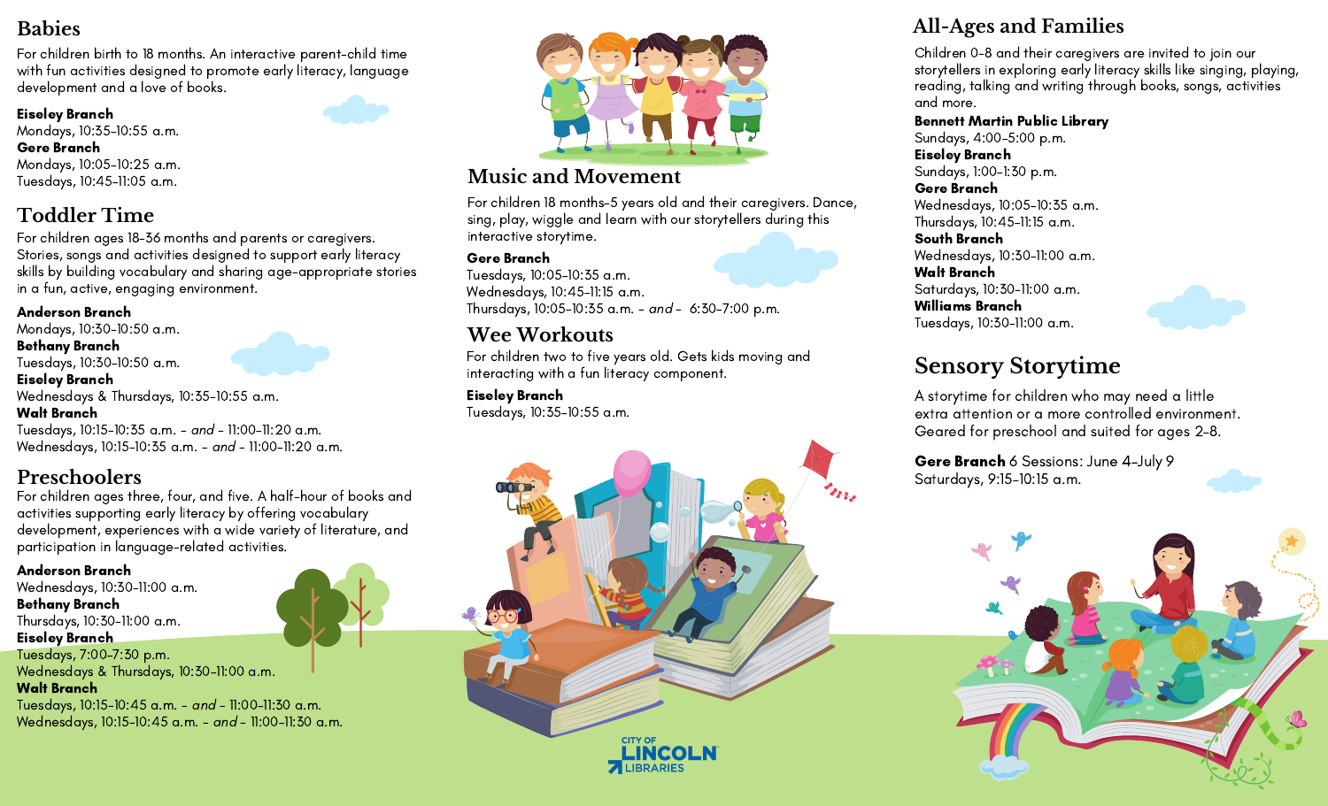## Babies

For children birth to 18 months. An interactive parent-child time with fun activities designed to promote early literacy, language development and a love of books.

**Eiseley Branch**
Mondays, 10:35–10:55 a.m.
**Gere Branch**
Mondays, 10:05–10:25 a.m.
Tuesdays, 10:45–11:05 a.m.

## Toddler Time

For children ages 18-36 months and parents or caregivers. Stories, songs and activities designed to support early literacy skills by building vocabulary and sharing age-appropriate stories in a fun, active, engaging environment.

**Anderson Branch**
Mondays, 10:30–10:50 a.m.
**Bethany Branch**
Tuesdays, 10:30–10:50 a.m.
**Eiseley Branch**
Wednesdays & Thursdays, 10:35–10:55 a.m.
**Walt Branch**
Tuesdays, 10:15–10:35 a.m. - *and* - 11:00–11:20 a.m.
Wednesdays, 10:15–10:35 a.m. - *and* - 11:00–11:20 a.m.

## Preschoolers

For children ages three, four, and five. A half-hour of books and activities supporting early literacy by offering vocabulary development, experiences with a wide variety of literature, and participation in language-related activities.

**Anderson Branch**
Wednesdays, 10:30–11:00 a.m.
**Bethany Branch**
Thursdays, 10:30–11:00 a.m.
**Eiseley Branch**
Tuesdays, 7:00–7:30 p.m.
Wednesdays & Thursdays, 10:30–11:00 a.m.
**Walt Branch**
Tuesdays, 10:15–10:45 a.m. - *and* - 11:00–11:30 a.m.
Wednesdays, 10:15–10:45 a.m. - *and* - 11:00–11:30 a.m.

## Music and Movement

For children 18 months–5 years old and their caregivers. Dance, sing, play, wiggle and learn with our storytellers during this interactive storytime.

**Gere Branch**
Tuesdays, 10:05–10:35 a.m.
Wednesdays, 10:45–11:15 a.m.
Thursdays, 10:05–10:35 a.m. - *and* - 6:30–7:00 p.m.

## Wee Workouts

For children two to five years old. Gets kids moving and interacting with a fun literacy component.

**Eiseley Branch**
Tuesdays, 10:35–10:55 a.m.

CITY OF LINCOLN LIBRARIES

## All-Ages and Families

Children 0-8 and their caregivers are invited to join our storytellers in exploring early literacy skills like singing, playing, reading, talking and writing through books, songs, activities and more.

**Bennett Martin Public Library**
Sundays, 4:00–5:00 p.m.
**Eiseley Branch**
Sundays, 1:00–1:30 p.m.
**Gere Branch**
Wednesdays, 10:05–10:35 a.m.
Thursdays, 10:45–11:15 a.m.
**South Branch**
Wednesdays, 10:30–11:00 a.m.
**Walt Branch**
Saturdays, 10:30–11:00 a.m.
**Williams Branch**
Tuesdays, 10:30–11:00 a.m.

## Sensory Storytime

A storytime for children who may need a little extra attention or a more controlled environment. Geared for preschool and suited for ages 2-8.

**Gere Branch** 6 Sessions: June 4–July 9
Saturdays, 9:15–10:15 a.m.